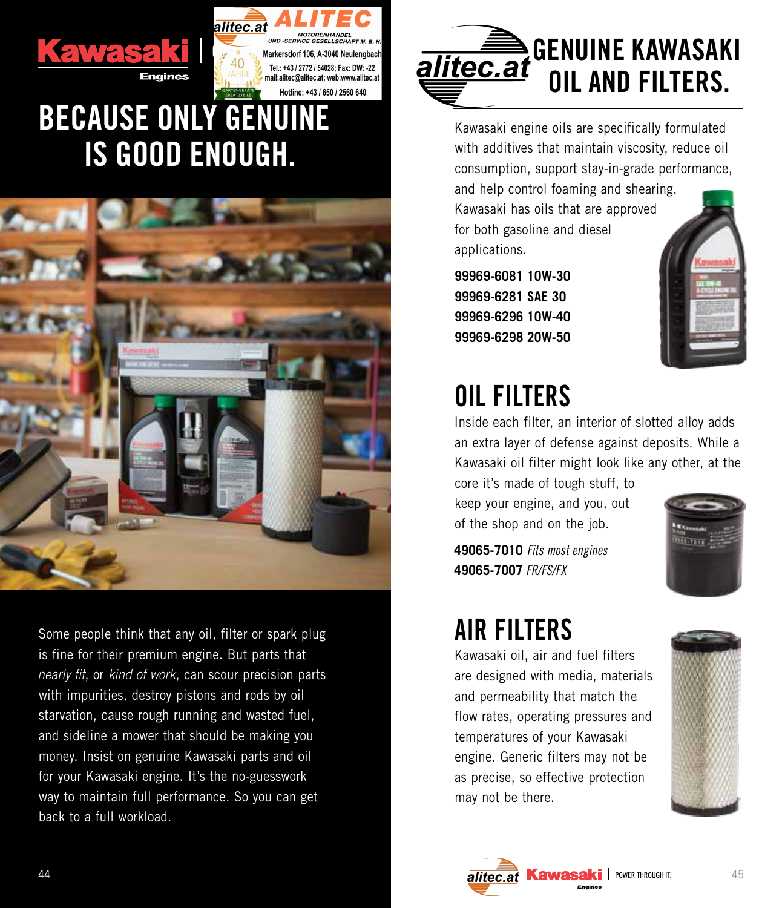Kawasaki Engines

ALITEC
MOTORENHANDEL UND -SERVICE GESELLSCHAFT M. B. H.
Markersdorf 106, A-3040 Neulengbach
Tel.: +43 / 2772 / 54028; Fax: DW: -22
mail:alitec@alitec.at; web:www.alitec.at
Hotline: +43 / 650 / 2560 640

# BECAUSE ONLY GENUINE IS GOOD ENOUGH.

Some people think that any oil, filter or spark plug is fine for their premium engine. But parts that *nearly fit*, or *kind of work*, can scour precision parts with impurities, destroy pistons and rods by oil starvation, cause rough running and wasted fuel, and sideline a mower that should be making you money. Insist on genuine Kawasaki parts and oil for your Kawasaki engine. It's the no-guesswork way to maintain full performance. So you can get back to a full workload.

# GENUINE KAWASAKI OIL AND FILTERS.

Kawasaki engine oils are specifically formulated with additives that maintain viscosity, reduce oil consumption, support stay-in-grade performance, and help control foaming and shearing. Kawasaki has oils that are approved for both gasoline and diesel applications.

**99969-6081 10W-30**
**99969-6281 SAE 30**
**99969-6296 10W-40**
**99969-6298 20W-50**

## OIL FILTERS

Inside each filter, an interior of slotted alloy adds an extra layer of defense against deposits. While a Kawasaki oil filter might look like any other, at the core it's made of tough stuff, to keep your engine, and you, out of the shop and on the job.

**49065-7010** *Fits most engines*
**49065-7007** *FR/FS/FX*

## AIR FILTERS

Kawasaki oil, air and fuel filters are designed with media, materials and permeability that match the flow rates, operating pressures and temperatures of your Kawasaki engine. Generic filters may not be as precise, so effective protection may not be there.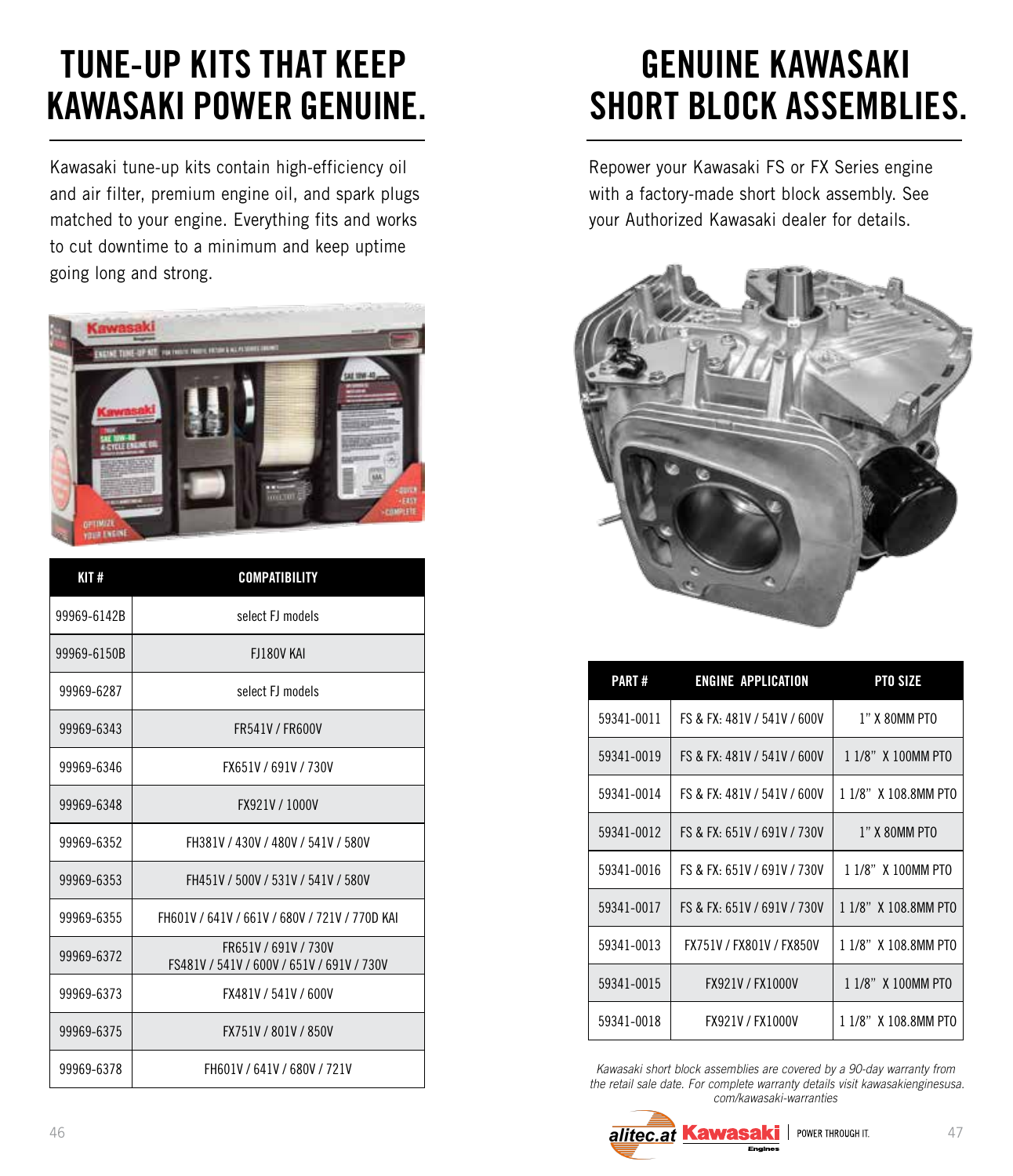# TUNE-UP KITS THAT KEEP KAWASAKI POWER GENUINE.

Kawasaki tune-up kits contain high-efficiency oil and air filter, premium engine oil, and spark plugs matched to your engine. Everything fits and works to cut downtime to a minimum and keep uptime going long and strong.

| KIT # | COMPATIBILITY |
|---|---|
| 99969-6142B | select FJ models |
| 99969-6150B | FJ180V KAI |
| 99969-6287 | select FJ models |
| 99969-6343 | FR541V / FR600V |
| 99969-6346 | FX651V / 691V / 730V |
| 99969-6348 | FX921V / 1000V |
| 99969-6352 | FH381V / 430V / 480V / 541V / 580V |
| 99969-6353 | FH451V / 500V / 531V / 541V / 580V |
| 99969-6355 | FH601V / 641V / 661V / 680V / 721V / 770D KAI |
| 99969-6372 | FR651V / 691V / 730V<br>FS481V / 541V / 600V / 651V / 691V / 730V |
| 99969-6373 | FX481V / 541V / 600V |
| 99969-6375 | FX751V / 801V / 850V |
| 99969-6378 | FH601V / 641V / 680V / 721V |

# GENUINE KAWASAKI SHORT BLOCK ASSEMBLIES.

Repower your Kawasaki FS or FX Series engine with a factory-made short block assembly. See your Authorized Kawasaki dealer for details.

| PART # | ENGINE APPLICATION | PTO SIZE |
|---|---|---|
| 59341-0011 | FS & FX: 481V / 541V / 600V | 1" X 80MM PTO |
| 59341-0019 | FS & FX: 481V / 541V / 600V | 1 1/8" X 100MM PTO |
| 59341-0014 | FS & FX: 481V / 541V / 600V | 1 1/8" X 108.8MM PTO |
| 59341-0012 | FS & FX: 651V / 691V / 730V | 1" X 80MM PTO |
| 59341-0016 | FS & FX: 651V / 691V / 730V | 1 1/8" X 100MM PTO |
| 59341-0017 | FS & FX: 651V / 691V / 730V | 1 1/8" X 108.8MM PTO |
| 59341-0013 | FX751V / FX801V / FX850V | 1 1/8" X 108.8MM PTO |
| 59341-0015 | FX921V / FX1000V | 1 1/8" X 100MM PTO |
| 59341-0018 | FX921V / FX1000V | 1 1/8" X 108.8MM PTO |

*Kawasaki short block assemblies are covered by a 90-day warranty from the retail sale date. For complete warranty details visit kawasakienginesusa.com/kawasaki-warranties*

alitec.at Kawasaki Engines | POWER THROUGH IT.